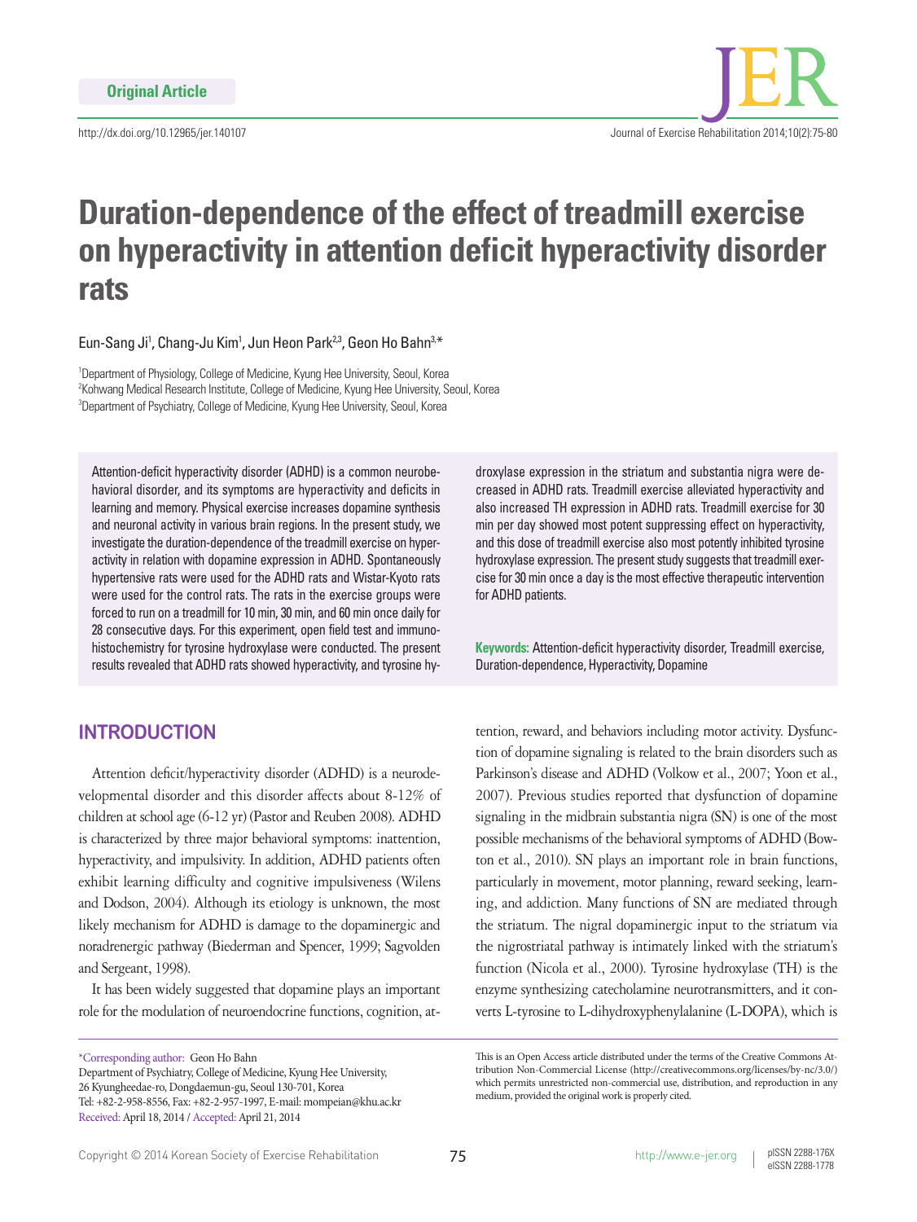Original Article

# Duration-dependence of the effect of treadmill exercise on hyperactivity in attention deficit hyperactivity disorder rats

Eun-Sang Ji[1], Chang-Ju Kim[1], Jun Heon Park[2,3], Geon Ho Bahn[3,*]

[1]Department of Physiology, College of Medicine, Kyung Hee University, Seoul, Korea
[2]Kohwang Medical Research Institute, College of Medicine, Kyung Hee University, Seoul, Korea
[3]Department of Psychiatry, College of Medicine, Kyung Hee University, Seoul, Korea

Attention-deficit hyperactivity disorder (ADHD) is a common neurobehavioral disorder, and its symptoms are hyperactivity and deficits in learning and memory. Physical exercise increases dopamine synthesis and neuronal activity in various brain regions. In the present study, we investigate the duration-dependence of the treadmill exercise on hyperactivity in relation with dopamine expression in ADHD. Spontaneously hypertensive rats were used for the ADHD rats and Wistar-Kyoto rats were used for the control rats. The rats in the exercise groups were forced to run on a treadmill for 10 min, 30 min, and 60 min once daily for 28 consecutive days. For this experiment, open field test and immunohistochemistry for tyrosine hydroxylase were conducted. The present results revealed that ADHD rats showed hyperactivity, and tyrosine hydroxylase expression in the striatum and substantia nigra were decreased in ADHD rats. Treadmill exercise alleviated hyperactivity and also increased TH expression in ADHD rats. Treadmill exercise for 30 min per day showed most potent suppressing effect on hyperactivity, and this dose of treadmill exercise also most potently inhibited tyrosine hydroxylase expression. The present study suggests that treadmill exercise for 30 min once a day is the most effective therapeutic intervention for ADHD patients.

**Keywords:** Attention-deficit hyperactivity disorder, Treadmill exercise, Duration-dependence, Hyperactivity, Dopamine

## INTRODUCTION

Attention deficit/hyperactivity disorder (ADHD) is a neurodevelopmental disorder and this disorder affects about 8-12% of children at school age (6-12 yr) (Pastor and Reuben 2008). ADHD is characterized by three major behavioral symptoms: inattention, hyperactivity, and impulsivity. In addition, ADHD patients often exhibit learning difficulty and cognitive impulsiveness (Wilens and Dodson, 2004). Although its etiology is unknown, the most likely mechanism for ADHD is damage to the dopaminergic and noradrenergic pathway (Biederman and Spencer, 1999; Sagvolden and Sergeant, 1998).

It has been widely suggested that dopamine plays an important role for the modulation of neuroendocrine functions, cognition, attention, reward, and behaviors including motor activity. Dysfunction of dopamine signaling is related to the brain disorders such as Parkinson's disease and ADHD (Volkow et al., 2007; Yoon et al., 2007). Previous studies reported that dysfunction of dopamine signaling in the midbrain substantia nigra (SN) is one of the most possible mechanisms of the behavioral symptoms of ADHD (Bowton et al., 2010). SN plays an important role in brain functions, particularly in movement, motor planning, reward seeking, learning, and addiction. Many functions of SN are mediated through the striatum. The nigral dopaminergic input to the striatum via the nigrostriatal pathway is intimately linked with the striatum's function (Nicola et al., 2000). Tyrosine hydroxylase (TH) is the enzyme synthesizing catecholamine neurotransmitters, and it converts L-tyrosine to L-dihydroxyphenylalanine (L-DOPA), which is

*Corresponding author: Geon Ho Bahn
Department of Psychiatry, College of Medicine, Kyung Hee University,
26 Kyungheedae-ro, Dongdaemun-gu, Seoul 130-701, Korea
Tel: +82-2-958-8556, Fax: +82-2-957-1997, E-mail: mompeian@khu.ac.kr
Received: April 18, 2014 / Accepted: April 21, 2014

This is an Open Access article distributed under the terms of the Creative Commons Attribution Non-Commercial License (http://creativecommons.org/licenses/by-nc/3.0/) which permits unrestricted non-commercial use, distribution, and reproduction in any medium, provided the original work is properly cited.

Copyright © 2014 Korean Society of Exercise Rehabilitation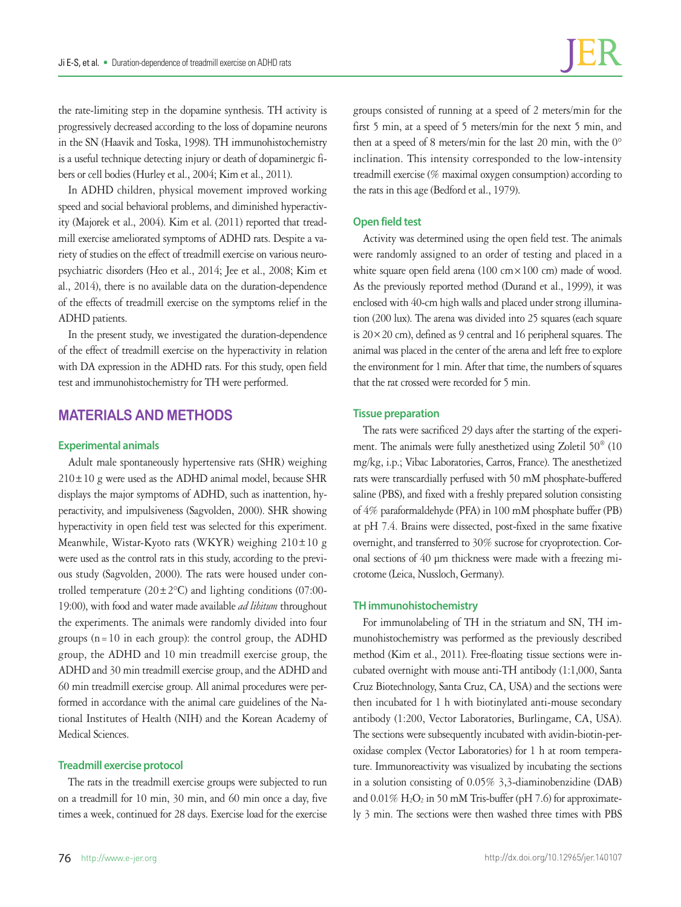the rate-limiting step in the dopamine synthesis. TH activity is progressively decreased according to the loss of dopamine neurons in the SN (Haavik and Toska, 1998). TH immunohistochemistry is a useful technique detecting injury or death of dopaminergic fibers or cell bodies (Hurley et al., 2004; Kim et al., 2011).

In ADHD children, physical movement improved working speed and social behavioral problems, and diminished hyperactivity (Majorek et al., 2004). Kim et al. (2011) reported that treadmill exercise ameliorated symptoms of ADHD rats. Despite a variety of studies on the effect of treadmill exercise on various neuropsychiatric disorders (Heo et al., 2014; Jee et al., 2008; Kim et al., 2014), there is no available data on the duration-dependence of the effects of treadmill exercise on the symptoms relief in the ADHD patients.

In the present study, we investigated the duration-dependence of the effect of treadmill exercise on the hyperactivity in relation with DA expression in the ADHD rats. For this study, open field test and immunohistochemistry for TH were performed.

## MATERIALS AND METHODS

### Experimental animals

Adult male spontaneously hypertensive rats (SHR) weighing $210 \pm 10$ g were used as the ADHD animal model, because SHR displays the major symptoms of ADHD, such as inattention, hyperactivity, and impulsiveness (Sagvolden, 2000). SHR showing hyperactivity in open field test was selected for this experiment. Meanwhile, Wistar-Kyoto rats (WKYR) weighing $210 \pm 10$ g were used as the control rats in this study, according to the previous study (Sagvolden, 2000). The rats were housed under controlled temperature ($20 \pm 2$°C) and lighting conditions (07:00-19:00), with food and water made available *ad libitum* throughout the experiments. The animals were randomly divided into four groups ($n = 10$ in each group): the control group, the ADHD group, the ADHD and 10 min treadmill exercise group, the ADHD and 30 min treadmill exercise group, and the ADHD and 60 min treadmill exercise group. All animal procedures were performed in accordance with the animal care guidelines of the National Institutes of Health (NIH) and the Korean Academy of Medical Sciences.

### Treadmill exercise protocol

The rats in the treadmill exercise groups were subjected to run on a treadmill for 10 min, 30 min, and 60 min once a day, five times a week, continued for 28 days. Exercise load for the exercise groups consisted of running at a speed of 2 meters/min for the first 5 min, at a speed of 5 meters/min for the next 5 min, and then at a speed of 8 meters/min for the last 20 min, with the 0° inclination. This intensity corresponded to the low-intensity treadmill exercise (% maximal oxygen consumption) according to the rats in this age (Bedford et al., 1979).

### Open field test

Activity was determined using the open field test. The animals were randomly assigned to an order of testing and placed in a white square open field arena (100 cm × 100 cm) made of wood. As the previously reported method (Durand et al., 1999), it was enclosed with 40-cm high walls and placed under strong illumination (200 lux). The arena was divided into 25 squares (each square is 20 × 20 cm), defined as 9 central and 16 peripheral squares. The animal was placed in the center of the arena and left free to explore the environment for 1 min. After that time, the numbers of squares that the rat crossed were recorded for 5 min.

### Tissue preparation

The rats were sacrificed 29 days after the starting of the experiment. The animals were fully anesthetized using Zoletil 50® (10 mg/kg, i.p.; Vibac Laboratories, Carros, France). The anesthetized rats were transcardially perfused with 50 mM phosphate-buffered saline (PBS), and fixed with a freshly prepared solution consisting of 4% paraformaldehyde (PFA) in 100 mM phosphate buffer (PB) at pH 7.4. Brains were dissected, post-fixed in the same fixative overnight, and transferred to 30% sucrose for cryoprotection. Coronal sections of 40 μm thickness were made with a freezing microtome (Leica, Nussloch, Germany).

### TH immunohistochemistry

For immunolabeling of TH in the striatum and SN, TH immunohistochemistry was performed as the previously described method (Kim et al., 2011). Free-floating tissue sections were incubated overnight with mouse anti-TH antibody (1:1,000, Santa Cruz Biotechnology, Santa Cruz, CA, USA) and the sections were then incubated for 1 h with biotinylated anti-mouse secondary antibody (1:200, Vector Laboratories, Burlingame, CA, USA). The sections were subsequently incubated with avidin-biotin-peroxidase complex (Vector Laboratories) for 1 h at room temperature. Immunoreactivity was visualized by incubating the sections in a solution consisting of 0.05% 3,3-diaminobenzidine (DAB) and 0.01% $H_2O_2$ in 50 mM Tris-buffer (pH 7.6) for approximately 3 min. The sections were then washed three times with PBS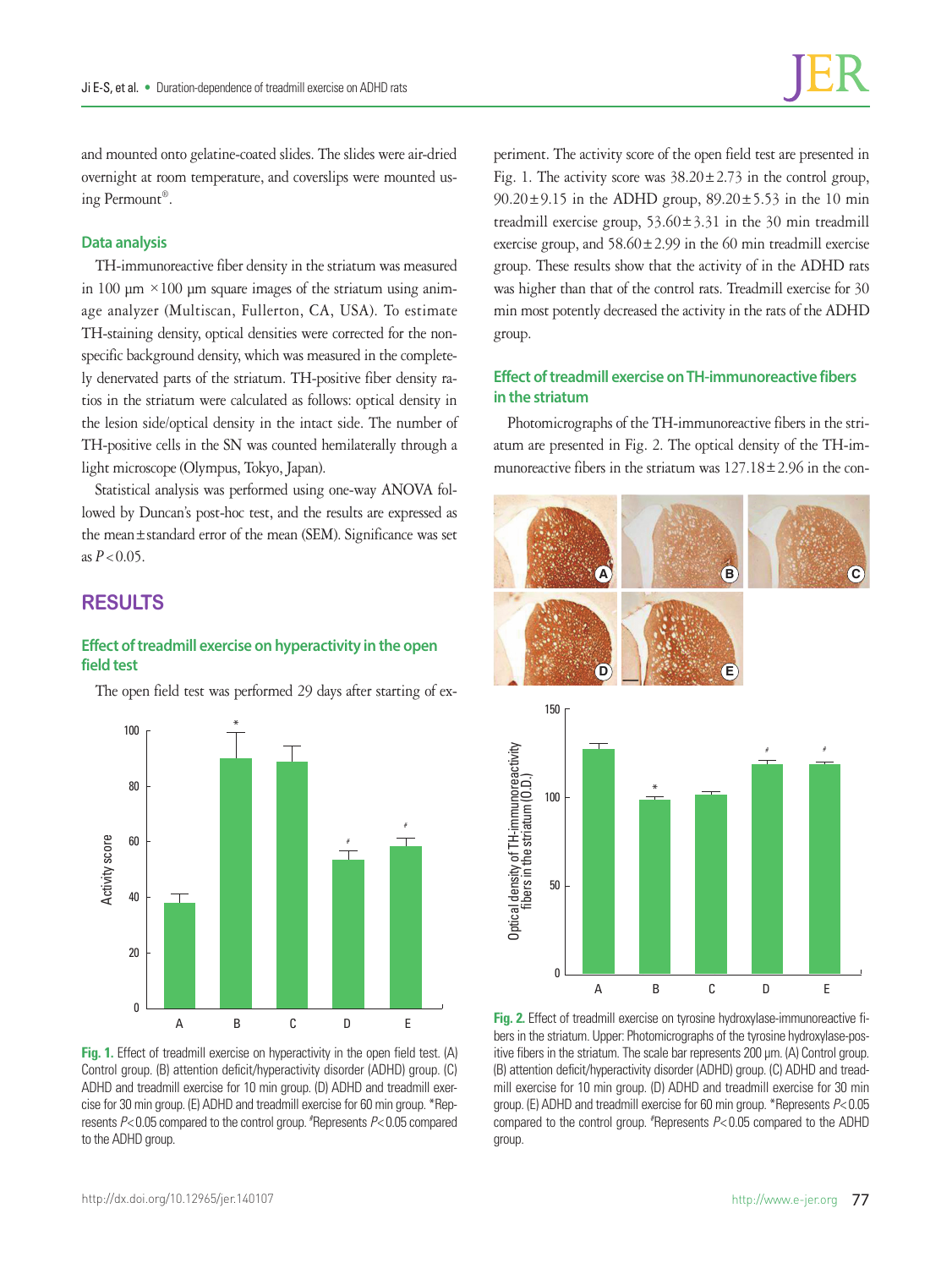and mounted onto gelatine-coated slides. The slides were air-dried overnight at room temperature, and coverslips were mounted using Permount®.

### Data analysis

TH-immunoreactive fiber density in the striatum was measured in 100 μm ×100 μm square images of the striatum using animage analyzer (Multiscan, Fullerton, CA, USA). To estimate TH-staining density, optical densities were corrected for the nonspecific background density, which was measured in the completely denervated parts of the striatum. TH-positive fiber density ratios in the striatum were calculated as follows: optical density in the lesion side/optical density in the intact side. The number of TH-positive cells in the SN was counted hemilaterally through a light microscope (Olympus, Tokyo, Japan).

Statistical analysis was performed using one-way ANOVA followed by Duncan's post-hoc test, and the results are expressed as the mean±standard error of the mean (SEM). Significance was set as $P<0.05$.

## RESULTS

### Effect of treadmill exercise on hyperactivity in the open field test

The open field test was performed 29 days after starting of experiment. The activity score of the open field test are presented in Fig. 1. The activity score was 38.20±2.73 in the control group, 90.20±9.15 in the ADHD group, 89.20±5.53 in the 10 min treadmill exercise group, 53.60±3.31 in the 30 min treadmill exercise group, and 58.60±2.99 in the 60 min treadmill exercise group. These results show that the activity of in the ADHD rats was higher than that of the control rats. Treadmill exercise for 30 min most potently decreased the activity in the rats of the ADHD group.

**Fig. 1.** Effect of treadmill exercise on hyperactivity in the open field test. (A) Control group. (B) attention deficit/hyperactivity disorder (ADHD) group. (C) ADHD and treadmill exercise for 10 min group. (D) ADHD and treadmill exercise for 30 min group. (E) ADHD and treadmill exercise for 60 min group. *Represents $P<0.05$ compared to the control group. #Represents $P<0.05$ compared to the ADHD group.

### Effect of treadmill exercise on TH-immunoreactive fibers in the striatum

Photomicrographs of the TH-immunoreactive fibers in the striatum are presented in Fig. 2. The optical density of the TH-immunoreactive fibers in the striatum was 127.18±2.96 in the con-

**Fig. 2.** Effect of treadmill exercise on tyrosine hydroxylase-immunoreactive fibers in the striatum. Upper: Photomicrographs of the tyrosine hydroxylase-positive fibers in the striatum. The scale bar represents 200 μm. (A) Control group. (B) attention deficit/hyperactivity disorder (ADHD) group. (C) ADHD and treadmill exercise for 10 min group. (D) ADHD and treadmill exercise for 30 min group. (E) ADHD and treadmill exercise for 60 min group. *Represents $P<0.05$ compared to the control group. #Represents $P<0.05$ compared to the ADHD group.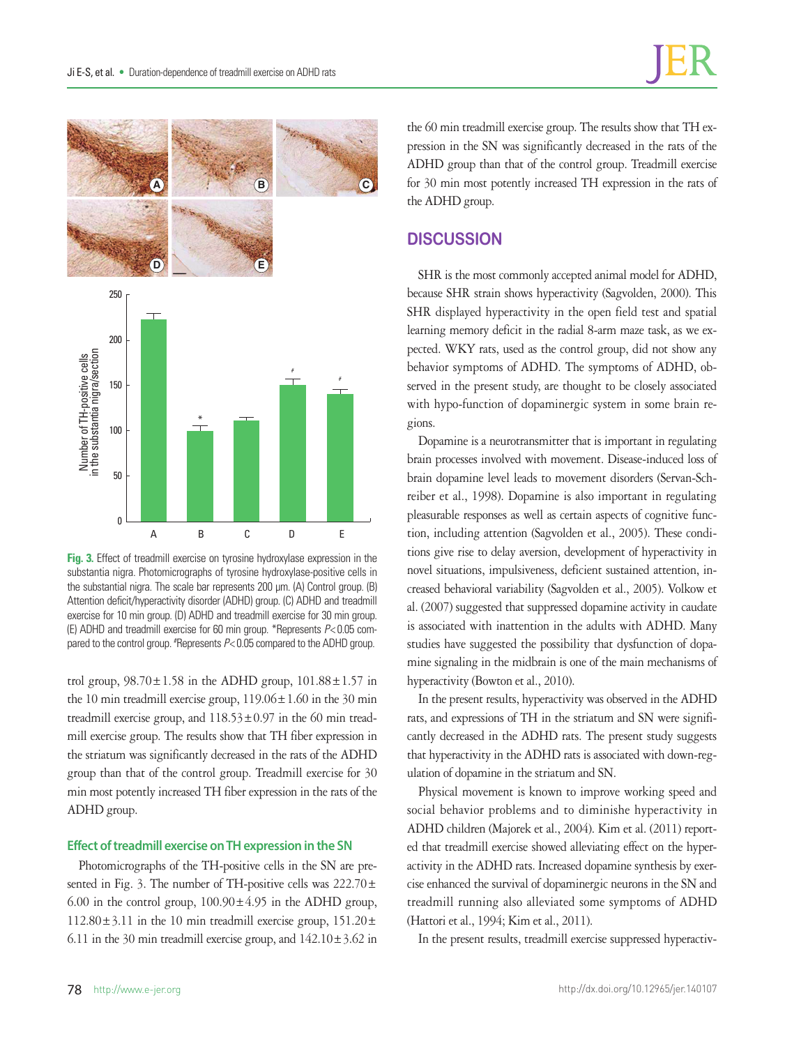**Fig. 3.** Effect of treadmill exercise on tyrosine hydroxylase expression in the substantia nigra. Photomicrographs of tyrosine hydroxylase-positive cells in the substantial nigra. The scale bar represents 200 μm. (A) Control group. (B) Attention deficit/hyperactivity disorder (ADHD) group. (C) ADHD and treadmill exercise for 10 min group. (D) ADHD and treadmill exercise for 30 min group. (E) ADHD and treadmill exercise for 60 min group. *Represents $P<0.05$ compared to the control group. #Represents $P<0.05$ compared to the ADHD group.

trol group, 98.70±1.58 in the ADHD group, 101.88±1.57 in the 10 min treadmill exercise group, 119.06±1.60 in the 30 min treadmill exercise group, and 118.53±0.97 in the 60 min treadmill exercise group. The results show that TH fiber expression in the striatum was significantly decreased in the rats of the ADHD group than that of the control group. Treadmill exercise for 30 min most potently increased TH fiber expression in the rats of the ADHD group.

### Effect of treadmill exercise on TH expression in the SN

Photomicrographs of the TH-positive cells in the SN are presented in Fig. 3. The number of TH-positive cells was 222.70±6.00 in the control group, 100.90±4.95 in the ADHD group, 112.80±3.11 in the 10 min treadmill exercise group, 151.20±6.11 in the 30 min treadmill exercise group, and 142.10±3.62 in the 60 min treadmill exercise group. The results show that TH expression in the SN was significantly decreased in the rats of the ADHD group than that of the control group. Treadmill exercise for 30 min most potently increased TH expression in the rats of the ADHD group.

## DISCUSSION

SHR is the most commonly accepted animal model for ADHD, because SHR strain shows hyperactivity (Sagvolden, 2000). This SHR displayed hyperactivity in the open field test and spatial learning memory deficit in the radial 8-arm maze task, as we expected. WKY rats, used as the control group, did not show any behavior symptoms of ADHD. The symptoms of ADHD, observed in the present study, are thought to be closely associated with hypo-function of dopaminergic system in some brain regions.

Dopamine is a neurotransmitter that is important in regulating brain processes involved with movement. Disease-induced loss of brain dopamine level leads to movement disorders (Servan-Schreiber et al., 1998). Dopamine is also important in regulating pleasurable responses as well as certain aspects of cognitive function, including attention (Sagvolden et al., 2005). These conditions give rise to delay aversion, development of hyperactivity in novel situations, impulsiveness, deficient sustained attention, increased behavioral variability (Sagvolden et al., 2005). Volkow et al. (2007) suggested that suppressed dopamine activity in caudate is associated with inattention in the adults with ADHD. Many studies have suggested the possibility that dysfunction of dopamine signaling in the midbrain is one of the main mechanisms of hyperactivity (Bowton et al., 2010).

In the present results, hyperactivity was observed in the ADHD rats, and expressions of TH in the striatum and SN were significantly decreased in the ADHD rats. The present study suggests that hyperactivity in the ADHD rats is associated with down-regulation of dopamine in the striatum and SN.

Physical movement is known to improve working speed and social behavior problems and to diminishe hyperactivity in ADHD children (Majorek et al., 2004). Kim et al. (2011) reported that treadmill exercise showed alleviating effect on the hyperactivity in the ADHD rats. Increased dopamine synthesis by exercise enhanced the survival of dopaminergic neurons in the SN and treadmill running also alleviated some symptoms of ADHD (Hattori et al., 1994; Kim et al., 2011).

In the present results, treadmill exercise suppressed hyperactiv-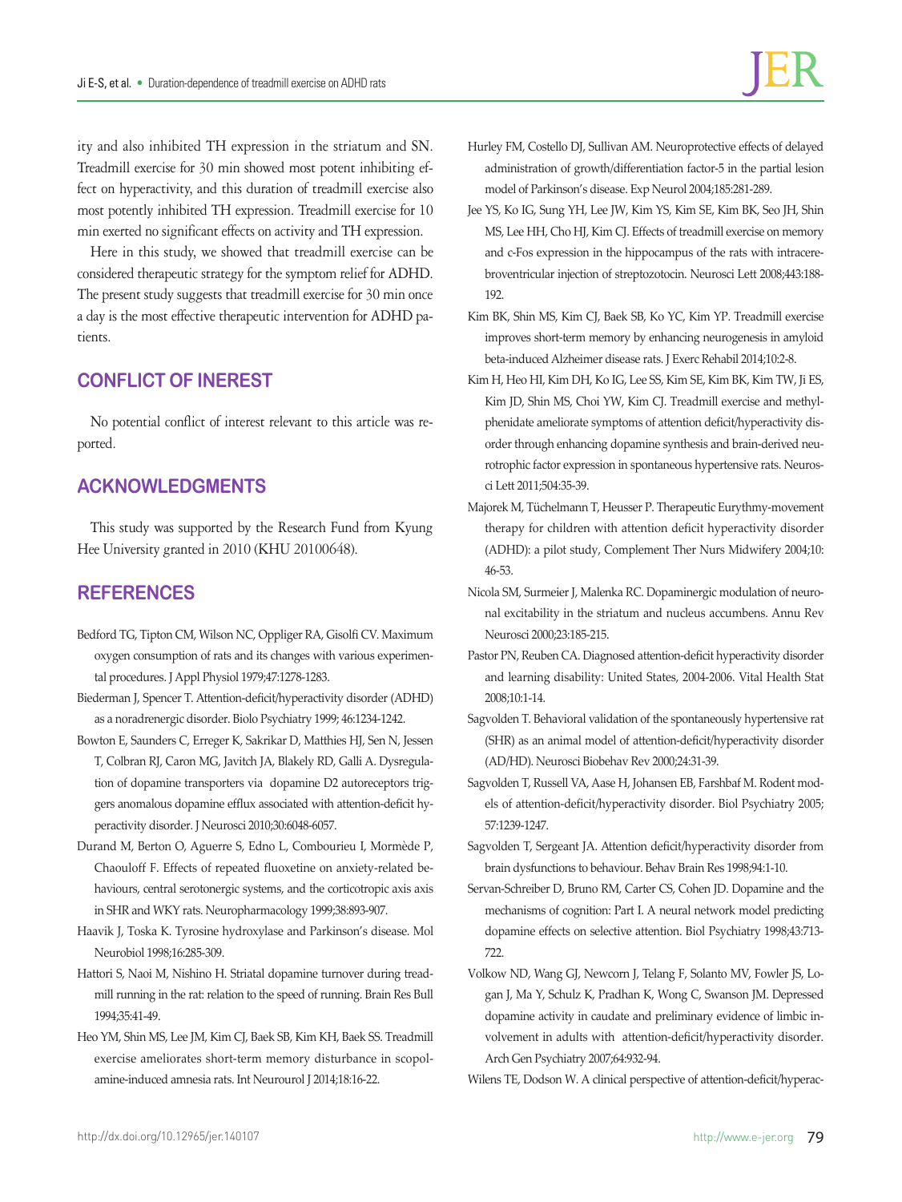ity and also inhibited TH expression in the striatum and SN. Treadmill exercise for 30 min showed most potent inhibiting effect on hyperactivity, and this duration of treadmill exercise also most potently inhibited TH expression. Treadmill exercise for 10 min exerted no significant effects on activity and TH expression.

Here in this study, we showed that treadmill exercise can be considered therapeutic strategy for the symptom relief for ADHD. The present study suggests that treadmill exercise for 30 min once a day is the most effective therapeutic intervention for ADHD patients.

## CONFLICT OF INEREST

No potential conflict of interest relevant to this article was reported.

## ACKNOWLEDGMENTS

This study was supported by the Research Fund from Kyung Hee University granted in 2010 (KHU 20100648).

## REFERENCES

Bedford TG, Tipton CM, Wilson NC, Oppliger RA, Gisolfi CV. Maximum oxygen consumption of rats and its changes with various experimental procedures. J Appl Physiol 1979;47:1278-1283.

Biederman J, Spencer T. Attention-deficit/hyperactivity disorder (ADHD) as a noradrenergic disorder. Biolo Psychiatry 1999; 46:1234-1242.

Bowton E, Saunders C, Erreger K, Sakrikar D, Matthies HJ, Sen N, Jessen T, Colbran RJ, Caron MG, Javitch JA, Blakely RD, Galli A. Dysregulation of dopamine transporters via dopamine D2 autoreceptors triggers anomalous dopamine efflux associated with attention-deficit hyperactivity disorder. J Neurosci 2010;30:6048-6057.

Durand M, Berton O, Aguerre S, Edno L, Combourieu I, Mormède P, Chaouloff F. Effects of repeated fluoxetine on anxiety-related behaviours, central serotonergic systems, and the corticotropic axis axis in SHR and WKY rats. Neuropharmacology 1999;38:893-907.

Haavik J, Toska K. Tyrosine hydroxylase and Parkinson's disease. Mol Neurobiol 1998;16:285-309.

Hattori S, Naoi M, Nishino H. Striatal dopamine turnover during treadmill running in the rat: relation to the speed of running. Brain Res Bull 1994;35:41-49.

Heo YM, Shin MS, Lee JM, Kim CJ, Baek SB, Kim KH, Baek SS. Treadmill exercise ameliorates short-term memory disturbance in scopolamine-induced amnesia rats. Int Neurourol J 2014;18:16-22.

Hurley FM, Costello DJ, Sullivan AM. Neuroprotective effects of delayed administration of growth/differentiation factor-5 in the partial lesion model of Parkinson's disease. Exp Neurol 2004;185:281-289.

Jee YS, Ko IG, Sung YH, Lee JW, Kim YS, Kim SE, Kim BK, Seo JH, Shin MS, Lee HH, Cho HJ, Kim CJ. Effects of treadmill exercise on memory and c-Fos expression in the hippocampus of the rats with intracerebroventricular injection of streptozotocin. Neurosci Lett 2008;443:188-192.

Kim BK, Shin MS, Kim CJ, Baek SB, Ko YC, Kim YP. Treadmill exercise improves short-term memory by enhancing neurogenesis in amyloid beta-induced Alzheimer disease rats. J Exerc Rehabil 2014;10:2-8.

Kim H, Heo HI, Kim DH, Ko IG, Lee SS, Kim SE, Kim BK, Kim TW, Ji ES, Kim JD, Shin MS, Choi YW, Kim CJ. Treadmill exercise and methylphenidate ameliorate symptoms of attention deficit/hyperactivity disorder through enhancing dopamine synthesis and brain-derived neurotrophic factor expression in spontaneous hypertensive rats. Neurosci Lett 2011;504:35-39.

Majorek M, Tüchelmann T, Heusser P. Therapeutic Eurythmy-movement therapy for children with attention deficit hyperactivity disorder (ADHD): a pilot study, Complement Ther Nurs Midwifery 2004;10:46-53.

Nicola SM, Surmeier J, Malenka RC. Dopaminergic modulation of neuronal excitability in the striatum and nucleus accumbens. Annu Rev Neurosci 2000;23:185-215.

Pastor PN, Reuben CA. Diagnosed attention-deficit hyperactivity disorder and learning disability: United States, 2004-2006. Vital Health Stat 2008;10:1-14.

Sagvolden T. Behavioral validation of the spontaneously hypertensive rat (SHR) as an animal model of attention-deficit/hyperactivity disorder (AD/HD). Neurosci Biobehav Rev 2000;24:31-39.

Sagvolden T, Russell VA, Aase H, Johansen EB, Farshbaf M. Rodent models of attention-deficit/hyperactivity disorder. Biol Psychiatry 2005;57:1239-1247.

Sagvolden T, Sergeant JA. Attention deficit/hyperactivity disorder from brain dysfunctions to behaviour. Behav Brain Res 1998;94:1-10.

Servan-Schreiber D, Bruno RM, Carter CS, Cohen JD. Dopamine and the mechanisms of cognition: Part I. A neural network model predicting dopamine effects on selective attention. Biol Psychiatry 1998;43:713-722.

Volkow ND, Wang GJ, Newcorn J, Telang F, Solanto MV, Fowler JS, Logan J, Ma Y, Schulz K, Pradhan K, Wong C, Swanson JM. Depressed dopamine activity in caudate and preliminary evidence of limbic involvement in adults with attention-deficit/hyperactivity disorder. Arch Gen Psychiatry 2007;64:932-94.

Wilens TE, Dodson W. A clinical perspective of attention-deficit/hyperac-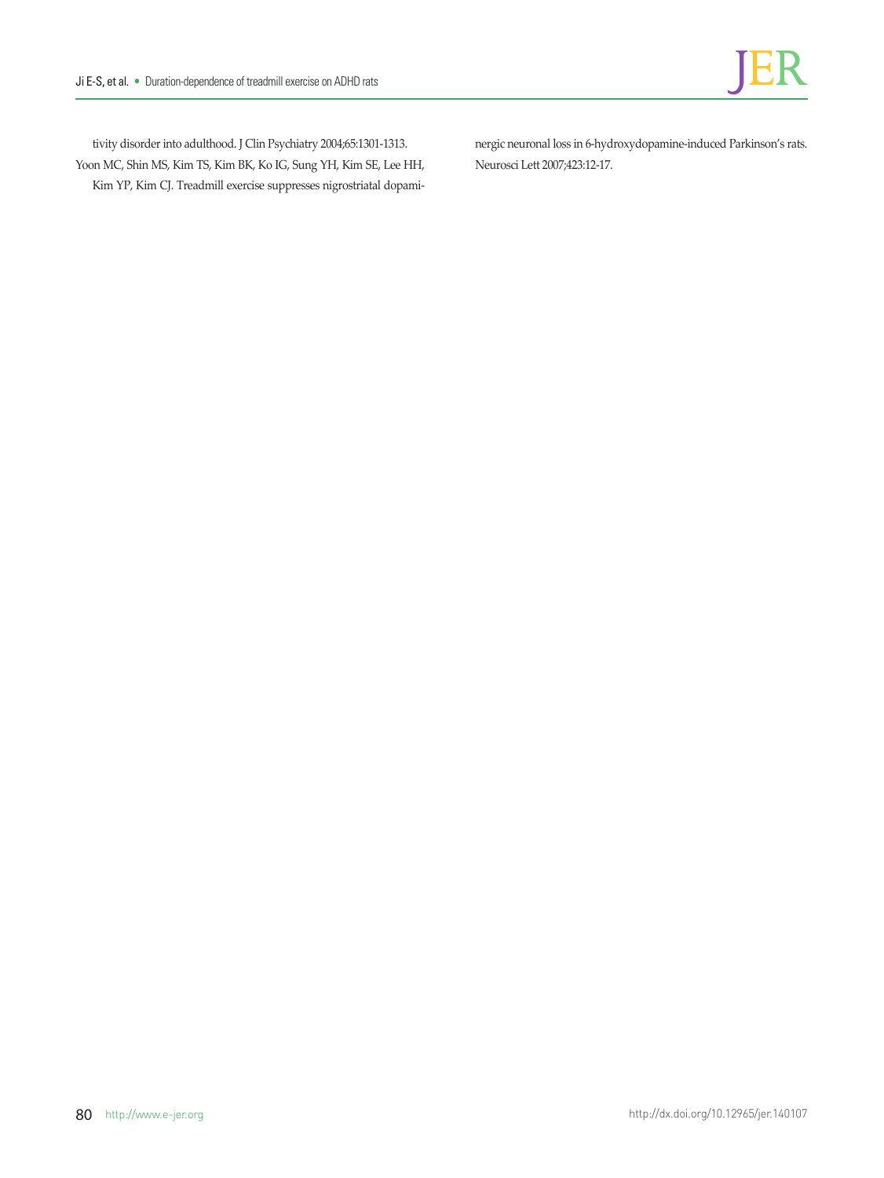tivity disorder into adulthood. J Clin Psychiatry 2004;65:1301-1313.

Yoon MC, Shin MS, Kim TS, Kim BK, Ko IG, Sung YH, Kim SE, Lee HH, Kim YP, Kim CJ. Treadmill exercise suppresses nigrostriatal dopaminergic neuronal loss in 6-hydroxydopamine-induced Parkinson's rats. Neurosci Lett 2007;423:12-17.